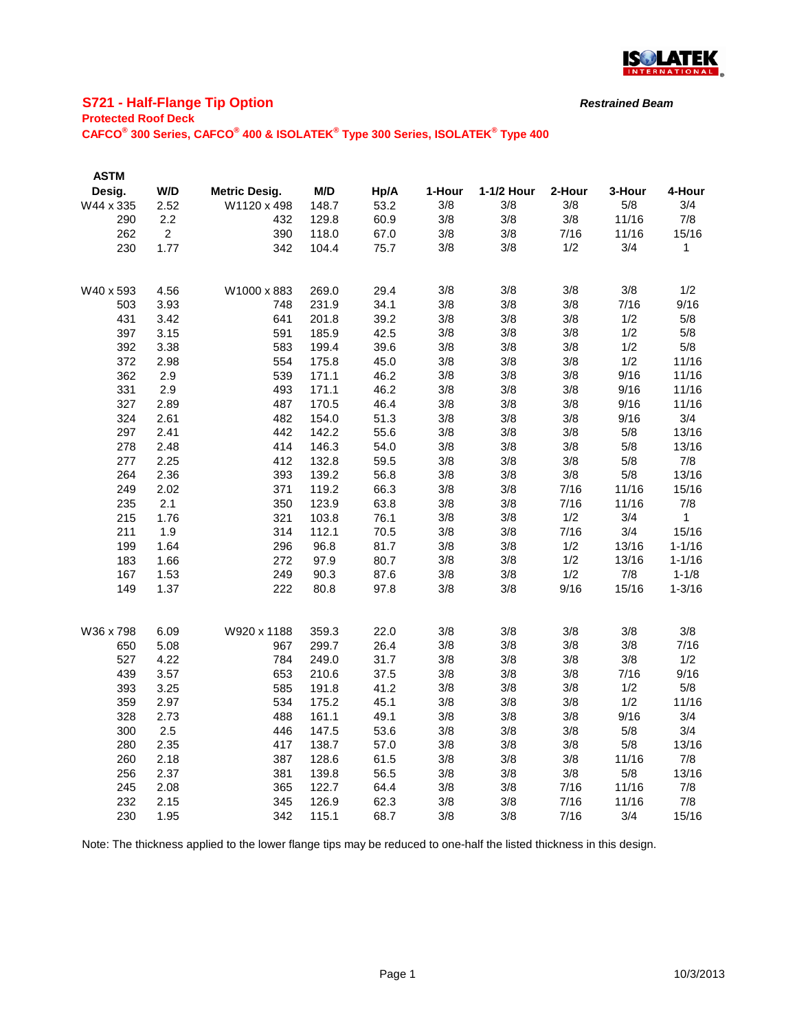## S721 - Half-Flange Tip Option

***Restrained Beam***

**Protected Roof Deck**

**CAFCO® 300 Series, CAFCO® 400 & ISOLATEK® Type 300 Series, ISOLATEK® Type 400**

| ASTM Desig. | W/D | Metric Desig. | M/D | Hp/A | 1-Hour | 1-1/2 Hour | 2-Hour | 3-Hour | 4-Hour |
|---|---|---|---|---|---|---|---|---|---|
| W44 x 335 | 2.52 | W1120 x 498 | 148.7 | 53.2 | 3/8 | 3/8 | 3/8 | 5/8 | 3/4 |
| 290 | 2.2 | 432 | 129.8 | 60.9 | 3/8 | 3/8 | 3/8 | 11/16 | 7/8 |
| 262 | 2 | 390 | 118.0 | 67.0 | 3/8 | 3/8 | 7/16 | 11/16 | 15/16 |
| 230 | 1.77 | 342 | 104.4 | 75.7 | 3/8 | 3/8 | 1/2 | 3/4 | 1 |
| | | | | | | | | | |
| W40 x 593 | 4.56 | W1000 x 883 | 269.0 | 29.4 | 3/8 | 3/8 | 3/8 | 3/8 | 1/2 |
| 503 | 3.93 | 748 | 231.9 | 34.1 | 3/8 | 3/8 | 3/8 | 7/16 | 9/16 |
| 431 | 3.42 | 641 | 201.8 | 39.2 | 3/8 | 3/8 | 3/8 | 1/2 | 5/8 |
| 397 | 3.15 | 591 | 185.9 | 42.5 | 3/8 | 3/8 | 3/8 | 1/2 | 5/8 |
| 392 | 3.38 | 583 | 199.4 | 39.6 | 3/8 | 3/8 | 3/8 | 1/2 | 5/8 |
| 372 | 2.98 | 554 | 175.8 | 45.0 | 3/8 | 3/8 | 3/8 | 1/2 | 11/16 |
| 362 | 2.9 | 539 | 171.1 | 46.2 | 3/8 | 3/8 | 3/8 | 9/16 | 11/16 |
| 331 | 2.9 | 493 | 171.1 | 46.2 | 3/8 | 3/8 | 3/8 | 9/16 | 11/16 |
| 327 | 2.89 | 487 | 170.5 | 46.4 | 3/8 | 3/8 | 3/8 | 9/16 | 11/16 |
| 324 | 2.61 | 482 | 154.0 | 51.3 | 3/8 | 3/8 | 3/8 | 9/16 | 3/4 |
| 297 | 2.41 | 442 | 142.2 | 55.6 | 3/8 | 3/8 | 3/8 | 5/8 | 13/16 |
| 278 | 2.48 | 414 | 146.3 | 54.0 | 3/8 | 3/8 | 3/8 | 5/8 | 13/16 |
| 277 | 2.25 | 412 | 132.8 | 59.5 | 3/8 | 3/8 | 3/8 | 5/8 | 7/8 |
| 264 | 2.36 | 393 | 139.2 | 56.8 | 3/8 | 3/8 | 3/8 | 5/8 | 13/16 |
| 249 | 2.02 | 371 | 119.2 | 66.3 | 3/8 | 3/8 | 7/16 | 11/16 | 15/16 |
| 235 | 2.1 | 350 | 123.9 | 63.8 | 3/8 | 3/8 | 7/16 | 11/16 | 7/8 |
| 215 | 1.76 | 321 | 103.8 | 76.1 | 3/8 | 3/8 | 1/2 | 3/4 | 1 |
| 211 | 1.9 | 314 | 112.1 | 70.5 | 3/8 | 3/8 | 7/16 | 3/4 | 15/16 |
| 199 | 1.64 | 296 | 96.8 | 81.7 | 3/8 | 3/8 | 1/2 | 13/16 | 1-1/16 |
| 183 | 1.66 | 272 | 97.9 | 80.7 | 3/8 | 3/8 | 1/2 | 13/16 | 1-1/16 |
| 167 | 1.53 | 249 | 90.3 | 87.6 | 3/8 | 3/8 | 1/2 | 7/8 | 1-1/8 |
| 149 | 1.37 | 222 | 80.8 | 97.8 | 3/8 | 3/8 | 9/16 | 15/16 | 1-3/16 |
| | | | | | | | | | |
| W36 x 798 | 6.09 | W920 x 1188 | 359.3 | 22.0 | 3/8 | 3/8 | 3/8 | 3/8 | 3/8 |
| 650 | 5.08 | 967 | 299.7 | 26.4 | 3/8 | 3/8 | 3/8 | 3/8 | 7/16 |
| 527 | 4.22 | 784 | 249.0 | 31.7 | 3/8 | 3/8 | 3/8 | 3/8 | 1/2 |
| 439 | 3.57 | 653 | 210.6 | 37.5 | 3/8 | 3/8 | 3/8 | 7/16 | 9/16 |
| 393 | 3.25 | 585 | 191.8 | 41.2 | 3/8 | 3/8 | 3/8 | 1/2 | 5/8 |
| 359 | 2.97 | 534 | 175.2 | 45.1 | 3/8 | 3/8 | 3/8 | 1/2 | 11/16 |
| 328 | 2.73 | 488 | 161.1 | 49.1 | 3/8 | 3/8 | 3/8 | 9/16 | 3/4 |
| 300 | 2.5 | 446 | 147.5 | 53.6 | 3/8 | 3/8 | 3/8 | 5/8 | 3/4 |
| 280 | 2.35 | 417 | 138.7 | 57.0 | 3/8 | 3/8 | 3/8 | 5/8 | 13/16 |
| 260 | 2.18 | 387 | 128.6 | 61.5 | 3/8 | 3/8 | 3/8 | 11/16 | 7/8 |
| 256 | 2.37 | 381 | 139.8 | 56.5 | 3/8 | 3/8 | 3/8 | 5/8 | 13/16 |
| 245 | 2.08 | 365 | 122.7 | 64.4 | 3/8 | 3/8 | 7/16 | 11/16 | 7/8 |
| 232 | 2.15 | 345 | 126.9 | 62.3 | 3/8 | 3/8 | 7/16 | 11/16 | 7/8 |
| 230 | 1.95 | 342 | 115.1 | 68.7 | 3/8 | 3/8 | 7/16 | 3/4 | 15/16 |

Note: The thickness applied to the lower flange tips may be reduced to one-half the listed thickness in this design.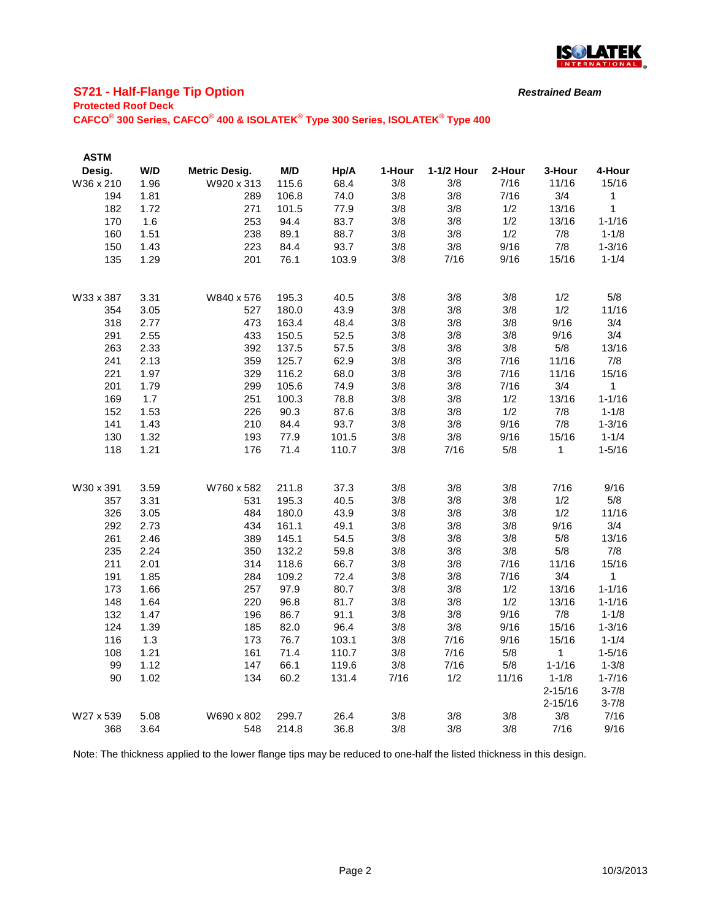## S721 - Half-Flange Tip Option

***Restrained Beam***

**Protected Roof Deck**

**CAFCO® 300 Series, CAFCO® 400 & ISOLATEK® Type 300 Series, ISOLATEK® Type 400**

| ASTM Desig. | W/D | Metric Desig. | M/D | Hp/A | 1-Hour | 1-1/2 Hour | 2-Hour | 3-Hour | 4-Hour |
|---|---|---|---|---|---|---|---|---|---|
| W36 x 210 | 1.96 | W920 x 313 | 115.6 | 68.4 | 3/8 | 3/8 | 7/16 | 11/16 | 15/16 |
| 194 | 1.81 | 289 | 106.8 | 74.0 | 3/8 | 3/8 | 7/16 | 3/4 | 1 |
| 182 | 1.72 | 271 | 101.5 | 77.9 | 3/8 | 3/8 | 1/2 | 13/16 | 1 |
| 170 | 1.6 | 253 | 94.4 | 83.7 | 3/8 | 3/8 | 1/2 | 13/16 | 1-1/16 |
| 160 | 1.51 | 238 | 89.1 | 88.7 | 3/8 | 3/8 | 1/2 | 7/8 | 1-1/8 |
| 150 | 1.43 | 223 | 84.4 | 93.7 | 3/8 | 3/8 | 9/16 | 7/8 | 1-3/16 |
| 135 | 1.29 | 201 | 76.1 | 103.9 | 3/8 | 7/16 | 9/16 | 15/16 | 1-1/4 |
| | | | | | | | | | |
| W33 x 387 | 3.31 | W840 x 576 | 195.3 | 40.5 | 3/8 | 3/8 | 3/8 | 1/2 | 5/8 |
| 354 | 3.05 | 527 | 180.0 | 43.9 | 3/8 | 3/8 | 3/8 | 1/2 | 11/16 |
| 318 | 2.77 | 473 | 163.4 | 48.4 | 3/8 | 3/8 | 3/8 | 9/16 | 3/4 |
| 291 | 2.55 | 433 | 150.5 | 52.5 | 3/8 | 3/8 | 3/8 | 9/16 | 3/4 |
| 263 | 2.33 | 392 | 137.5 | 57.5 | 3/8 | 3/8 | 3/8 | 5/8 | 13/16 |
| 241 | 2.13 | 359 | 125.7 | 62.9 | 3/8 | 3/8 | 7/16 | 11/16 | 7/8 |
| 221 | 1.97 | 329 | 116.2 | 68.0 | 3/8 | 3/8 | 7/16 | 11/16 | 15/16 |
| 201 | 1.79 | 299 | 105.6 | 74.9 | 3/8 | 3/8 | 7/16 | 3/4 | 1 |
| 169 | 1.7 | 251 | 100.3 | 78.8 | 3/8 | 3/8 | 1/2 | 13/16 | 1-1/16 |
| 152 | 1.53 | 226 | 90.3 | 87.6 | 3/8 | 3/8 | 1/2 | 7/8 | 1-1/8 |
| 141 | 1.43 | 210 | 84.4 | 93.7 | 3/8 | 3/8 | 9/16 | 7/8 | 1-3/16 |
| 130 | 1.32 | 193 | 77.9 | 101.5 | 3/8 | 3/8 | 9/16 | 15/16 | 1-1/4 |
| 118 | 1.21 | 176 | 71.4 | 110.7 | 3/8 | 7/16 | 5/8 | 1 | 1-5/16 |
| | | | | | | | | | |
| W30 x 391 | 3.59 | W760 x 582 | 211.8 | 37.3 | 3/8 | 3/8 | 3/8 | 7/16 | 9/16 |
| 357 | 3.31 | 531 | 195.3 | 40.5 | 3/8 | 3/8 | 3/8 | 1/2 | 5/8 |
| 326 | 3.05 | 484 | 180.0 | 43.9 | 3/8 | 3/8 | 3/8 | 1/2 | 11/16 |
| 292 | 2.73 | 434 | 161.1 | 49.1 | 3/8 | 3/8 | 3/8 | 9/16 | 3/4 |
| 261 | 2.46 | 389 | 145.1 | 54.5 | 3/8 | 3/8 | 3/8 | 5/8 | 13/16 |
| 235 | 2.24 | 350 | 132.2 | 59.8 | 3/8 | 3/8 | 3/8 | 5/8 | 7/8 |
| 211 | 2.01 | 314 | 118.6 | 66.7 | 3/8 | 3/8 | 7/16 | 11/16 | 15/16 |
| 191 | 1.85 | 284 | 109.2 | 72.4 | 3/8 | 3/8 | 7/16 | 3/4 | 1 |
| 173 | 1.66 | 257 | 97.9 | 80.7 | 3/8 | 3/8 | 1/2 | 13/16 | 1-1/16 |
| 148 | 1.64 | 220 | 96.8 | 81.7 | 3/8 | 3/8 | 1/2 | 13/16 | 1-1/16 |
| 132 | 1.47 | 196 | 86.7 | 91.1 | 3/8 | 3/8 | 9/16 | 7/8 | 1-1/8 |
| 124 | 1.39 | 185 | 82.0 | 96.4 | 3/8 | 3/8 | 9/16 | 15/16 | 1-3/16 |
| 116 | 1.3 | 173 | 76.7 | 103.1 | 3/8 | 7/16 | 9/16 | 15/16 | 1-1/4 |
| 108 | 1.21 | 161 | 71.4 | 110.7 | 3/8 | 7/16 | 5/8 | 1 | 1-5/16 |
| 99 | 1.12 | 147 | 66.1 | 119.6 | 3/8 | 7/16 | 5/8 | 1-1/16 | 1-3/8 |
| 90 | 1.02 | 134 | 60.2 | 131.4 | 7/16 | 1/2 | 11/16 | 1-1/8 | 1-7/16 |
| | | | | | | | | 2-15/16 | 3-7/8 |
| | | | | | | | | 2-15/16 | 3-7/8 |
| W27 x 539 | 5.08 | W690 x 802 | 299.7 | 26.4 | 3/8 | 3/8 | 3/8 | 3/8 | 7/16 |
| 368 | 3.64 | 548 | 214.8 | 36.8 | 3/8 | 3/8 | 3/8 | 7/16 | 9/16 |

Note: The thickness applied to the lower flange tips may be reduced to one-half the listed thickness in this design.

10/3/2013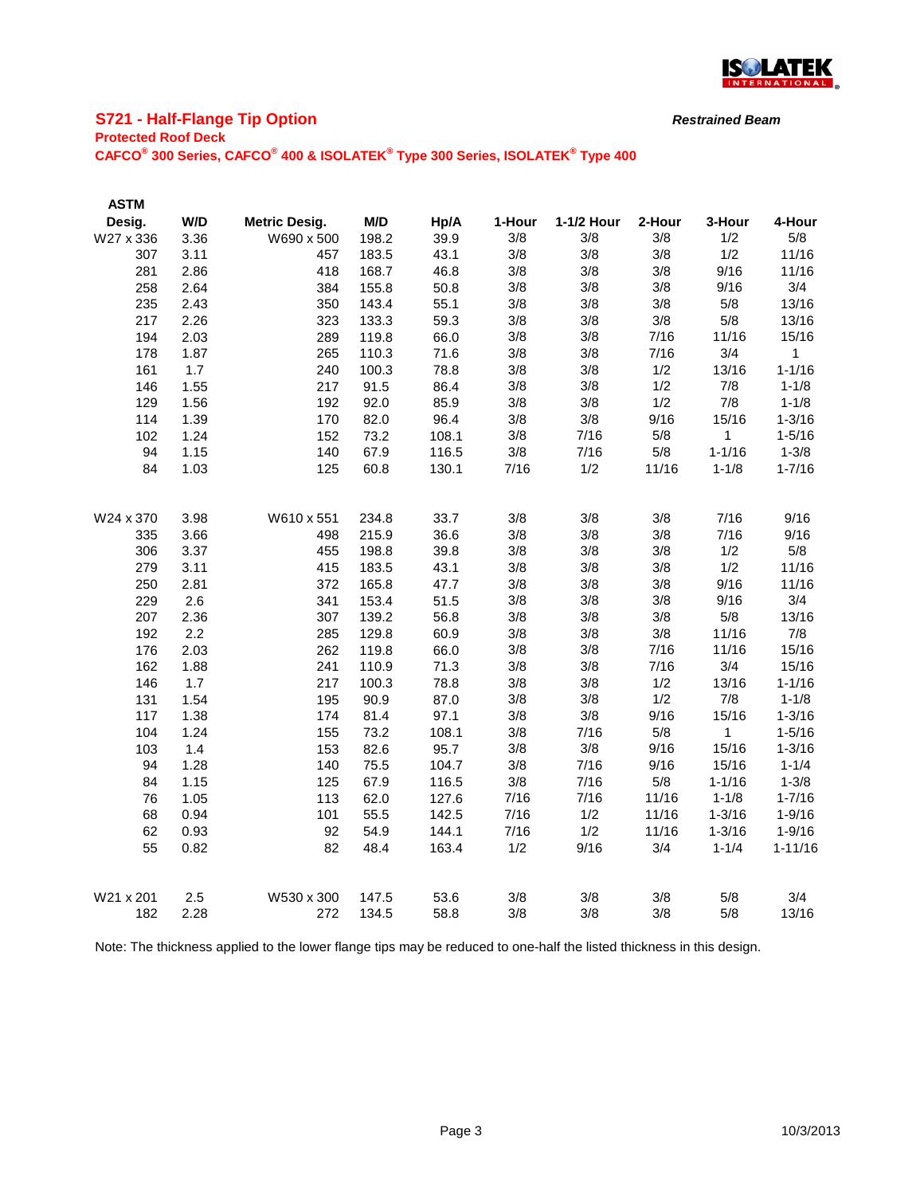## S721 - Half-Flange Tip Option

***Restrained Beam***

**Protected Roof Deck**

**CAFCO® 300 Series, CAFCO® 400 & ISOLATEK® Type 300 Series, ISOLATEK® Type 400**

| ASTM Desig. | W/D | Metric Desig. | M/D | Hp/A | 1-Hour | 1-1/2 Hour | 2-Hour | 3-Hour | 4-Hour |
|---|---|---|---|---|---|---|---|---|---|
| W27 x 336 | 3.36 | W690 x 500 | 198.2 | 39.9 | 3/8 | 3/8 | 3/8 | 1/2 | 5/8 |
| 307 | 3.11 | 457 | 183.5 | 43.1 | 3/8 | 3/8 | 3/8 | 1/2 | 11/16 |
| 281 | 2.86 | 418 | 168.7 | 46.8 | 3/8 | 3/8 | 3/8 | 9/16 | 11/16 |
| 258 | 2.64 | 384 | 155.8 | 50.8 | 3/8 | 3/8 | 3/8 | 9/16 | 3/4 |
| 235 | 2.43 | 350 | 143.4 | 55.1 | 3/8 | 3/8 | 3/8 | 5/8 | 13/16 |
| 217 | 2.26 | 323 | 133.3 | 59.3 | 3/8 | 3/8 | 3/8 | 5/8 | 13/16 |
| 194 | 2.03 | 289 | 119.8 | 66.0 | 3/8 | 3/8 | 7/16 | 11/16 | 15/16 |
| 178 | 1.87 | 265 | 110.3 | 71.6 | 3/8 | 3/8 | 7/16 | 3/4 | 1 |
| 161 | 1.7 | 240 | 100.3 | 78.8 | 3/8 | 3/8 | 1/2 | 13/16 | 1-1/16 |
| 146 | 1.55 | 217 | 91.5 | 86.4 | 3/8 | 3/8 | 1/2 | 7/8 | 1-1/8 |
| 129 | 1.56 | 192 | 92.0 | 85.9 | 3/8 | 3/8 | 1/2 | 7/8 | 1-1/8 |
| 114 | 1.39 | 170 | 82.0 | 96.4 | 3/8 | 3/8 | 9/16 | 15/16 | 1-3/16 |
| 102 | 1.24 | 152 | 73.2 | 108.1 | 3/8 | 7/16 | 5/8 | 1 | 1-5/16 |
| 94 | 1.15 | 140 | 67.9 | 116.5 | 3/8 | 7/16 | 5/8 | 1-1/16 | 1-3/8 |
| 84 | 1.03 | 125 | 60.8 | 130.1 | 7/16 | 1/2 | 11/16 | 1-1/8 | 1-7/16 |
| W24 x 370 | 3.98 | W610 x 551 | 234.8 | 33.7 | 3/8 | 3/8 | 3/8 | 7/16 | 9/16 |
| 335 | 3.66 | 498 | 215.9 | 36.6 | 3/8 | 3/8 | 3/8 | 7/16 | 9/16 |
| 306 | 3.37 | 455 | 198.8 | 39.8 | 3/8 | 3/8 | 3/8 | 1/2 | 5/8 |
| 279 | 3.11 | 415 | 183.5 | 43.1 | 3/8 | 3/8 | 3/8 | 1/2 | 11/16 |
| 250 | 2.81 | 372 | 165.8 | 47.7 | 3/8 | 3/8 | 3/8 | 9/16 | 11/16 |
| 229 | 2.6 | 341 | 153.4 | 51.5 | 3/8 | 3/8 | 3/8 | 9/16 | 3/4 |
| 207 | 2.36 | 307 | 139.2 | 56.8 | 3/8 | 3/8 | 3/8 | 5/8 | 13/16 |
| 192 | 2.2 | 285 | 129.8 | 60.9 | 3/8 | 3/8 | 3/8 | 11/16 | 7/8 |
| 176 | 2.03 | 262 | 119.8 | 66.0 | 3/8 | 3/8 | 7/16 | 11/16 | 15/16 |
| 162 | 1.88 | 241 | 110.9 | 71.3 | 3/8 | 3/8 | 7/16 | 3/4 | 15/16 |
| 146 | 1.7 | 217 | 100.3 | 78.8 | 3/8 | 3/8 | 1/2 | 13/16 | 1-1/16 |
| 131 | 1.54 | 195 | 90.9 | 87.0 | 3/8 | 3/8 | 1/2 | 7/8 | 1-1/8 |
| 117 | 1.38 | 174 | 81.4 | 97.1 | 3/8 | 3/8 | 9/16 | 15/16 | 1-3/16 |
| 104 | 1.24 | 155 | 73.2 | 108.1 | 3/8 | 7/16 | 5/8 | 1 | 1-5/16 |
| 103 | 1.4 | 153 | 82.6 | 95.7 | 3/8 | 3/8 | 9/16 | 15/16 | 1-3/16 |
| 94 | 1.28 | 140 | 75.5 | 104.7 | 3/8 | 7/16 | 9/16 | 15/16 | 1-1/4 |
| 84 | 1.15 | 125 | 67.9 | 116.5 | 3/8 | 7/16 | 5/8 | 1-1/16 | 1-3/8 |
| 76 | 1.05 | 113 | 62.0 | 127.6 | 7/16 | 7/16 | 11/16 | 1-1/8 | 1-7/16 |
| 68 | 0.94 | 101 | 55.5 | 142.5 | 7/16 | 1/2 | 11/16 | 1-3/16 | 1-9/16 |
| 62 | 0.93 | 92 | 54.9 | 144.1 | 7/16 | 1/2 | 11/16 | 1-3/16 | 1-9/16 |
| 55 | 0.82 | 82 | 48.4 | 163.4 | 1/2 | 9/16 | 3/4 | 1-1/4 | 1-11/16 |
| W21 x 201 | 2.5 | W530 x 300 | 147.5 | 53.6 | 3/8 | 3/8 | 3/8 | 5/8 | 3/4 |
| 182 | 2.28 | 272 | 134.5 | 58.8 | 3/8 | 3/8 | 3/8 | 5/8 | 13/16 |

Note: The thickness applied to the lower flange tips may be reduced to one-half the listed thickness in this design.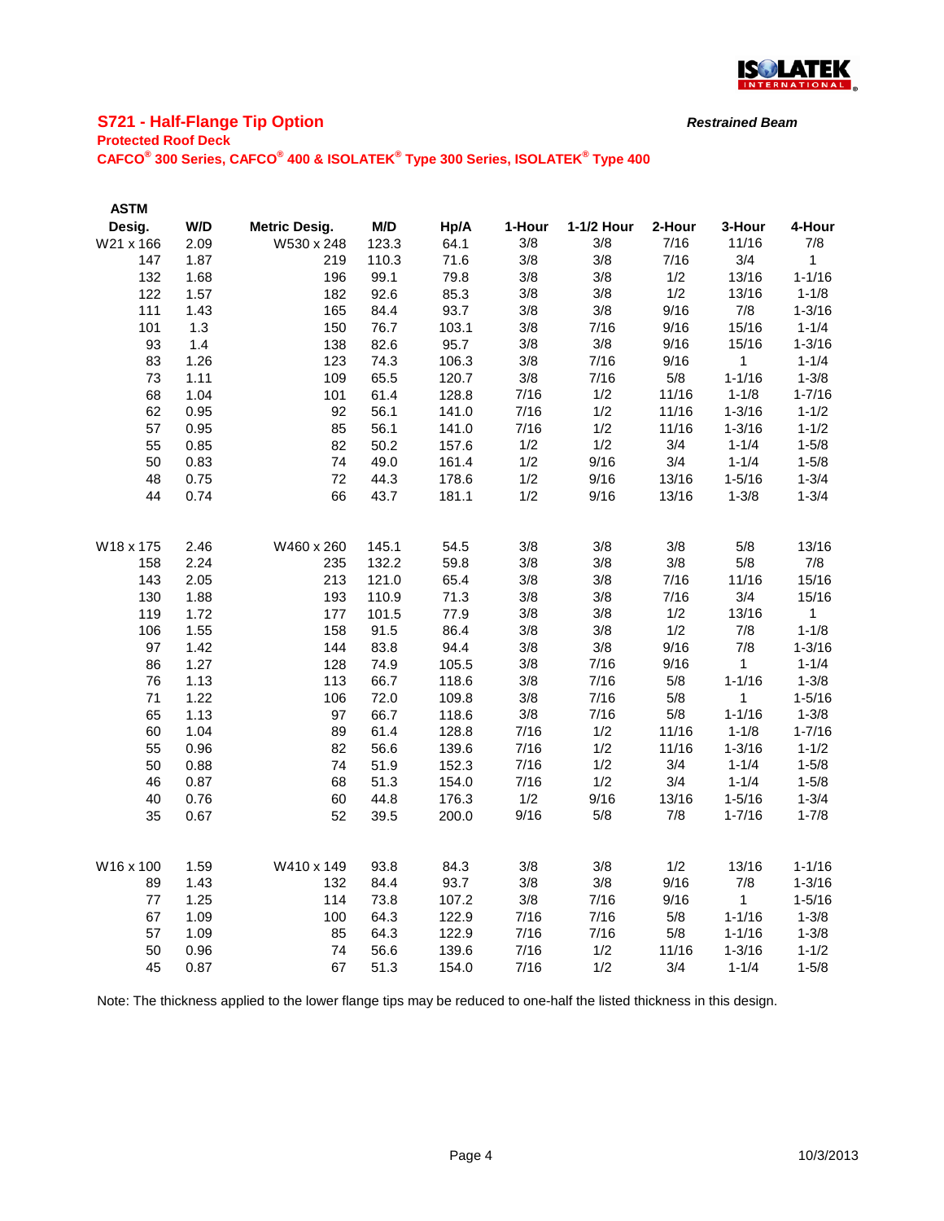## S721 - Half-Flange Tip Option

***Restrained Beam***

**Protected Roof Deck**

**CAFCO® 300 Series, CAFCO® 400 & ISOLATEK® Type 300 Series, ISOLATEK® Type 400**

| ASTM Desig. | W/D | Metric Desig. | M/D | Hp/A | 1-Hour | 1-1/2 Hour | 2-Hour | 3-Hour | 4-Hour |
|---|---|---|---|---|---|---|---|---|---|
| W21 x 166 | 2.09 | W530 x 248 | 123.3 | 64.1 | 3/8 | 3/8 | 7/16 | 11/16 | 7/8 |
| 147 | 1.87 | 219 | 110.3 | 71.6 | 3/8 | 3/8 | 7/16 | 3/4 | 1 |
| 132 | 1.68 | 196 | 99.1 | 79.8 | 3/8 | 3/8 | 1/2 | 13/16 | 1-1/16 |
| 122 | 1.57 | 182 | 92.6 | 85.3 | 3/8 | 3/8 | 1/2 | 13/16 | 1-1/8 |
| 111 | 1.43 | 165 | 84.4 | 93.7 | 3/8 | 3/8 | 9/16 | 7/8 | 1-3/16 |
| 101 | 1.3 | 150 | 76.7 | 103.1 | 3/8 | 7/16 | 9/16 | 15/16 | 1-1/4 |
| 93 | 1.4 | 138 | 82.6 | 95.7 | 3/8 | 3/8 | 9/16 | 15/16 | 1-3/16 |
| 83 | 1.26 | 123 | 74.3 | 106.3 | 3/8 | 7/16 | 9/16 | 1 | 1-1/4 |
| 73 | 1.11 | 109 | 65.5 | 120.7 | 3/8 | 7/16 | 5/8 | 1-1/16 | 1-3/8 |
| 68 | 1.04 | 101 | 61.4 | 128.8 | 7/16 | 1/2 | 11/16 | 1-1/8 | 1-7/16 |
| 62 | 0.95 | 92 | 56.1 | 141.0 | 7/16 | 1/2 | 11/16 | 1-3/16 | 1-1/2 |
| 57 | 0.95 | 85 | 56.1 | 141.0 | 7/16 | 1/2 | 11/16 | 1-3/16 | 1-1/2 |
| 55 | 0.85 | 82 | 50.2 | 157.6 | 1/2 | 1/2 | 3/4 | 1-1/4 | 1-5/8 |
| 50 | 0.83 | 74 | 49.0 | 161.4 | 1/2 | 9/16 | 3/4 | 1-1/4 | 1-5/8 |
| 48 | 0.75 | 72 | 44.3 | 178.6 | 1/2 | 9/16 | 13/16 | 1-5/16 | 1-3/4 |
| 44 | 0.74 | 66 | 43.7 | 181.1 | 1/2 | 9/16 | 13/16 | 1-3/8 | 1-3/4 |
| | | | | | | | | | |
| W18 x 175 | 2.46 | W460 x 260 | 145.1 | 54.5 | 3/8 | 3/8 | 3/8 | 5/8 | 13/16 |
| 158 | 2.24 | 235 | 132.2 | 59.8 | 3/8 | 3/8 | 3/8 | 5/8 | 7/8 |
| 143 | 2.05 | 213 | 121.0 | 65.4 | 3/8 | 3/8 | 7/16 | 11/16 | 15/16 |
| 130 | 1.88 | 193 | 110.9 | 71.3 | 3/8 | 3/8 | 7/16 | 3/4 | 15/16 |
| 119 | 1.72 | 177 | 101.5 | 77.9 | 3/8 | 3/8 | 1/2 | 13/16 | 1 |
| 106 | 1.55 | 158 | 91.5 | 86.4 | 3/8 | 3/8 | 1/2 | 7/8 | 1-1/8 |
| 97 | 1.42 | 144 | 83.8 | 94.4 | 3/8 | 3/8 | 9/16 | 7/8 | 1-3/16 |
| 86 | 1.27 | 128 | 74.9 | 105.5 | 3/8 | 7/16 | 9/16 | 1 | 1-1/4 |
| 76 | 1.13 | 113 | 66.7 | 118.6 | 3/8 | 7/16 | 5/8 | 1-1/16 | 1-3/8 |
| 71 | 1.22 | 106 | 72.0 | 109.8 | 3/8 | 7/16 | 5/8 | 1 | 1-5/16 |
| 65 | 1.13 | 97 | 66.7 | 118.6 | 3/8 | 7/16 | 5/8 | 1-1/16 | 1-3/8 |
| 60 | 1.04 | 89 | 61.4 | 128.8 | 7/16 | 1/2 | 11/16 | 1-1/8 | 1-7/16 |
| 55 | 0.96 | 82 | 56.6 | 139.6 | 7/16 | 1/2 | 11/16 | 1-3/16 | 1-1/2 |
| 50 | 0.88 | 74 | 51.9 | 152.3 | 7/16 | 1/2 | 3/4 | 1-1/4 | 1-5/8 |
| 46 | 0.87 | 68 | 51.3 | 154.0 | 7/16 | 1/2 | 3/4 | 1-1/4 | 1-5/8 |
| 40 | 0.76 | 60 | 44.8 | 176.3 | 1/2 | 9/16 | 13/16 | 1-5/16 | 1-3/4 |
| 35 | 0.67 | 52 | 39.5 | 200.0 | 9/16 | 5/8 | 7/8 | 1-7/16 | 1-7/8 |
| | | | | | | | | | |
| W16 x 100 | 1.59 | W410 x 149 | 93.8 | 84.3 | 3/8 | 3/8 | 1/2 | 13/16 | 1-1/16 |
| 89 | 1.43 | 132 | 84.4 | 93.7 | 3/8 | 3/8 | 9/16 | 7/8 | 1-3/16 |
| 77 | 1.25 | 114 | 73.8 | 107.2 | 3/8 | 7/16 | 9/16 | 1 | 1-5/16 |
| 67 | 1.09 | 100 | 64.3 | 122.9 | 7/16 | 7/16 | 5/8 | 1-1/16 | 1-3/8 |
| 57 | 1.09 | 85 | 64.3 | 122.9 | 7/16 | 7/16 | 5/8 | 1-1/16 | 1-3/8 |
| 50 | 0.96 | 74 | 56.6 | 139.6 | 7/16 | 1/2 | 11/16 | 1-3/16 | 1-1/2 |
| 45 | 0.87 | 67 | 51.3 | 154.0 | 7/16 | 1/2 | 3/4 | 1-1/4 | 1-5/8 |

Note: The thickness applied to the lower flange tips may be reduced to one-half the listed thickness in this design.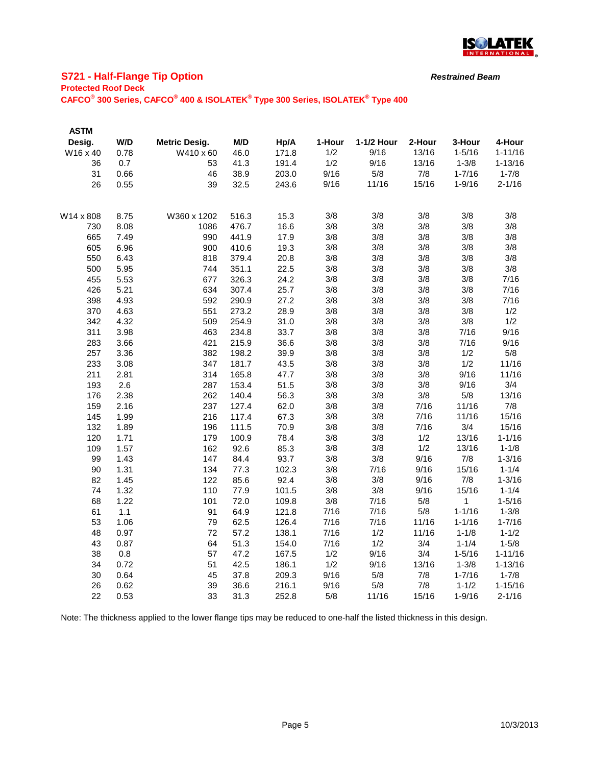## S721 - Half-Flange Tip Option

***Restrained Beam***

**Protected Roof Deck**

**CAFCO® 300 Series, CAFCO® 400 & ISOLATEK® Type 300 Series, ISOLATEK® Type 400**

| ASTM Desig. | W/D | Metric Desig. | M/D | Hp/A | 1-Hour | 1-1/2 Hour | 2-Hour | 3-Hour | 4-Hour |
|---|---|---|---|---|---|---|---|---|---|
| W16 x 40 | 0.78 | W410 x 60 | 46.0 | 171.8 | 1/2 | 9/16 | 13/16 | 1-5/16 | 1-11/16 |
| 36 | 0.7 | 53 | 41.3 | 191.4 | 1/2 | 9/16 | 13/16 | 1-3/8 | 1-13/16 |
| 31 | 0.66 | 46 | 38.9 | 203.0 | 9/16 | 5/8 | 7/8 | 1-7/16 | 1-7/8 |
| 26 | 0.55 | 39 | 32.5 | 243.6 | 9/16 | 11/16 | 15/16 | 1-9/16 | 2-1/16 |
| | | | | | | | | | |
| W14 x 808 | 8.75 | W360 x 1202 | 516.3 | 15.3 | 3/8 | 3/8 | 3/8 | 3/8 | 3/8 |
| 730 | 8.08 | 1086 | 476.7 | 16.6 | 3/8 | 3/8 | 3/8 | 3/8 | 3/8 |
| 665 | 7.49 | 990 | 441.9 | 17.9 | 3/8 | 3/8 | 3/8 | 3/8 | 3/8 |
| 605 | 6.96 | 900 | 410.6 | 19.3 | 3/8 | 3/8 | 3/8 | 3/8 | 3/8 |
| 550 | 6.43 | 818 | 379.4 | 20.8 | 3/8 | 3/8 | 3/8 | 3/8 | 3/8 |
| 500 | 5.95 | 744 | 351.1 | 22.5 | 3/8 | 3/8 | 3/8 | 3/8 | 3/8 |
| 455 | 5.53 | 677 | 326.3 | 24.2 | 3/8 | 3/8 | 3/8 | 3/8 | 7/16 |
| 426 | 5.21 | 634 | 307.4 | 25.7 | 3/8 | 3/8 | 3/8 | 3/8 | 7/16 |
| 398 | 4.93 | 592 | 290.9 | 27.2 | 3/8 | 3/8 | 3/8 | 3/8 | 7/16 |
| 370 | 4.63 | 551 | 273.2 | 28.9 | 3/8 | 3/8 | 3/8 | 3/8 | 1/2 |
| 342 | 4.32 | 509 | 254.9 | 31.0 | 3/8 | 3/8 | 3/8 | 3/8 | 1/2 |
| 311 | 3.98 | 463 | 234.8 | 33.7 | 3/8 | 3/8 | 3/8 | 7/16 | 9/16 |
| 283 | 3.66 | 421 | 215.9 | 36.6 | 3/8 | 3/8 | 3/8 | 7/16 | 9/16 |
| 257 | 3.36 | 382 | 198.2 | 39.9 | 3/8 | 3/8 | 3/8 | 1/2 | 5/8 |
| 233 | 3.08 | 347 | 181.7 | 43.5 | 3/8 | 3/8 | 3/8 | 1/2 | 11/16 |
| 211 | 2.81 | 314 | 165.8 | 47.7 | 3/8 | 3/8 | 3/8 | 9/16 | 11/16 |
| 193 | 2.6 | 287 | 153.4 | 51.5 | 3/8 | 3/8 | 3/8 | 9/16 | 3/4 |
| 176 | 2.38 | 262 | 140.4 | 56.3 | 3/8 | 3/8 | 3/8 | 5/8 | 13/16 |
| 159 | 2.16 | 237 | 127.4 | 62.0 | 3/8 | 3/8 | 7/16 | 11/16 | 7/8 |
| 145 | 1.99 | 216 | 117.4 | 67.3 | 3/8 | 3/8 | 7/16 | 11/16 | 15/16 |
| 132 | 1.89 | 196 | 111.5 | 70.9 | 3/8 | 3/8 | 7/16 | 3/4 | 15/16 |
| 120 | 1.71 | 179 | 100.9 | 78.4 | 3/8 | 3/8 | 1/2 | 13/16 | 1-1/16 |
| 109 | 1.57 | 162 | 92.6 | 85.3 | 3/8 | 3/8 | 1/2 | 13/16 | 1-1/8 |
| 99 | 1.43 | 147 | 84.4 | 93.7 | 3/8 | 3/8 | 9/16 | 7/8 | 1-3/16 |
| 90 | 1.31 | 134 | 77.3 | 102.3 | 3/8 | 7/16 | 9/16 | 15/16 | 1-1/4 |
| 82 | 1.45 | 122 | 85.6 | 92.4 | 3/8 | 3/8 | 9/16 | 7/8 | 1-3/16 |
| 74 | 1.32 | 110 | 77.9 | 101.5 | 3/8 | 3/8 | 9/16 | 15/16 | 1-1/4 |
| 68 | 1.22 | 101 | 72.0 | 109.8 | 3/8 | 7/16 | 5/8 | 1 | 1-5/16 |
| 61 | 1.1 | 91 | 64.9 | 121.8 | 7/16 | 7/16 | 5/8 | 1-1/16 | 1-3/8 |
| 53 | 1.06 | 79 | 62.5 | 126.4 | 7/16 | 7/16 | 11/16 | 1-1/16 | 1-7/16 |
| 48 | 0.97 | 72 | 57.2 | 138.1 | 7/16 | 1/2 | 11/16 | 1-1/8 | 1-1/2 |
| 43 | 0.87 | 64 | 51.3 | 154.0 | 7/16 | 1/2 | 3/4 | 1-1/4 | 1-5/8 |
| 38 | 0.8 | 57 | 47.2 | 167.5 | 1/2 | 9/16 | 3/4 | 1-5/16 | 1-11/16 |
| 34 | 0.72 | 51 | 42.5 | 186.1 | 1/2 | 9/16 | 13/16 | 1-3/8 | 1-13/16 |
| 30 | 0.64 | 45 | 37.8 | 209.3 | 9/16 | 5/8 | 7/8 | 1-7/16 | 1-7/8 |
| 26 | 0.62 | 39 | 36.6 | 216.1 | 9/16 | 5/8 | 7/8 | 1-1/2 | 1-15/16 |
| 22 | 0.53 | 33 | 31.3 | 252.8 | 5/8 | 11/16 | 15/16 | 1-9/16 | 2-1/16 |

Note: The thickness applied to the lower flange tips may be reduced to one-half the listed thickness in this design.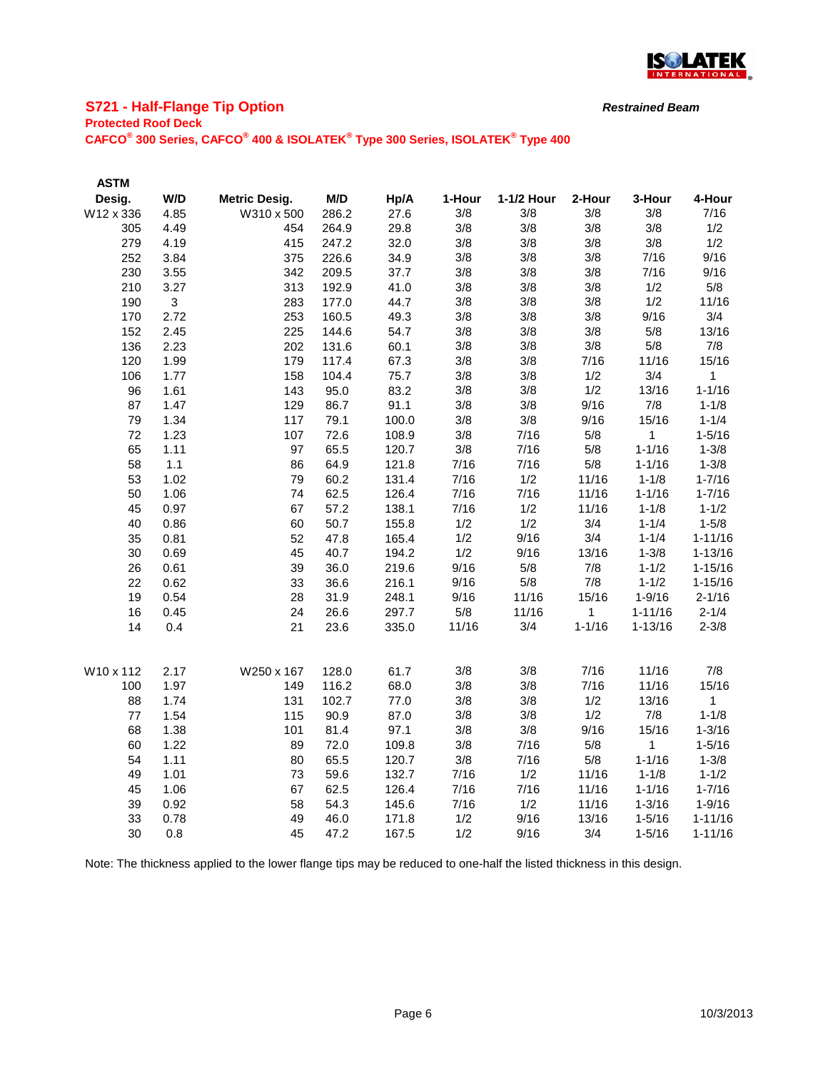## S721 - Half-Flange Tip Option

***Restrained Beam***

**Protected Roof Deck**

**CAFCO® 300 Series, CAFCO® 400 & ISOLATEK® Type 300 Series, ISOLATEK® Type 400**

| ASTM Desig. | W/D | Metric Desig. | M/D | Hp/A | 1-Hour | 1-1/2 Hour | 2-Hour | 3-Hour | 4-Hour |
|---|---|---|---|---|---|---|---|---|---|
| W12 x 336 | 4.85 | W310 x 500 | 286.2 | 27.6 | 3/8 | 3/8 | 3/8 | 3/8 | 7/16 |
| 305 | 4.49 | 454 | 264.9 | 29.8 | 3/8 | 3/8 | 3/8 | 3/8 | 1/2 |
| 279 | 4.19 | 415 | 247.2 | 32.0 | 3/8 | 3/8 | 3/8 | 3/8 | 1/2 |
| 252 | 3.84 | 375 | 226.6 | 34.9 | 3/8 | 3/8 | 3/8 | 7/16 | 9/16 |
| 230 | 3.55 | 342 | 209.5 | 37.7 | 3/8 | 3/8 | 3/8 | 7/16 | 9/16 |
| 210 | 3.27 | 313 | 192.9 | 41.0 | 3/8 | 3/8 | 3/8 | 1/2 | 5/8 |
| 190 | 3 | 283 | 177.0 | 44.7 | 3/8 | 3/8 | 3/8 | 1/2 | 11/16 |
| 170 | 2.72 | 253 | 160.5 | 49.3 | 3/8 | 3/8 | 3/8 | 9/16 | 3/4 |
| 152 | 2.45 | 225 | 144.6 | 54.7 | 3/8 | 3/8 | 3/8 | 5/8 | 13/16 |
| 136 | 2.23 | 202 | 131.6 | 60.1 | 3/8 | 3/8 | 3/8 | 5/8 | 7/8 |
| 120 | 1.99 | 179 | 117.4 | 67.3 | 3/8 | 3/8 | 7/16 | 11/16 | 15/16 |
| 106 | 1.77 | 158 | 104.4 | 75.7 | 3/8 | 3/8 | 1/2 | 3/4 | 1 |
| 96 | 1.61 | 143 | 95.0 | 83.2 | 3/8 | 3/8 | 1/2 | 13/16 | 1-1/16 |
| 87 | 1.47 | 129 | 86.7 | 91.1 | 3/8 | 3/8 | 9/16 | 7/8 | 1-1/8 |
| 79 | 1.34 | 117 | 79.1 | 100.0 | 3/8 | 3/8 | 9/16 | 15/16 | 1-1/4 |
| 72 | 1.23 | 107 | 72.6 | 108.9 | 3/8 | 7/16 | 5/8 | 1 | 1-5/16 |
| 65 | 1.11 | 97 | 65.5 | 120.7 | 3/8 | 7/16 | 5/8 | 1-1/16 | 1-3/8 |
| 58 | 1.1 | 86 | 64.9 | 121.8 | 7/16 | 7/16 | 5/8 | 1-1/16 | 1-3/8 |
| 53 | 1.02 | 79 | 60.2 | 131.4 | 7/16 | 1/2 | 11/16 | 1-1/8 | 1-7/16 |
| 50 | 1.06 | 74 | 62.5 | 126.4 | 7/16 | 7/16 | 11/16 | 1-1/16 | 1-7/16 |
| 45 | 0.97 | 67 | 57.2 | 138.1 | 7/16 | 1/2 | 11/16 | 1-1/8 | 1-1/2 |
| 40 | 0.86 | 60 | 50.7 | 155.8 | 1/2 | 1/2 | 3/4 | 1-1/4 | 1-5/8 |
| 35 | 0.81 | 52 | 47.8 | 165.4 | 1/2 | 9/16 | 3/4 | 1-1/4 | 1-11/16 |
| 30 | 0.69 | 45 | 40.7 | 194.2 | 1/2 | 9/16 | 13/16 | 1-3/8 | 1-13/16 |
| 26 | 0.61 | 39 | 36.0 | 219.6 | 9/16 | 5/8 | 7/8 | 1-1/2 | 1-15/16 |
| 22 | 0.62 | 33 | 36.6 | 216.1 | 9/16 | 5/8 | 7/8 | 1-1/2 | 1-15/16 |
| 19 | 0.54 | 28 | 31.9 | 248.1 | 9/16 | 11/16 | 15/16 | 1-9/16 | 2-1/16 |
| 16 | 0.45 | 24 | 26.6 | 297.7 | 5/8 | 11/16 | 1 | 1-11/16 | 2-1/4 |
| 14 | 0.4 | 21 | 23.6 | 335.0 | 11/16 | 3/4 | 1-1/16 | 1-13/16 | 2-3/8 |
| | | | | | | | | | |
| W10 x 112 | 2.17 | W250 x 167 | 128.0 | 61.7 | 3/8 | 3/8 | 7/16 | 11/16 | 7/8 |
| 100 | 1.97 | 149 | 116.2 | 68.0 | 3/8 | 3/8 | 7/16 | 11/16 | 15/16 |
| 88 | 1.74 | 131 | 102.7 | 77.0 | 3/8 | 3/8 | 1/2 | 13/16 | 1 |
| 77 | 1.54 | 115 | 90.9 | 87.0 | 3/8 | 3/8 | 1/2 | 7/8 | 1-1/8 |
| 68 | 1.38 | 101 | 81.4 | 97.1 | 3/8 | 3/8 | 9/16 | 15/16 | 1-3/16 |
| 60 | 1.22 | 89 | 72.0 | 109.8 | 3/8 | 7/16 | 5/8 | 1 | 1-5/16 |
| 54 | 1.11 | 80 | 65.5 | 120.7 | 3/8 | 7/16 | 5/8 | 1-1/16 | 1-3/8 |
| 49 | 1.01 | 73 | 59.6 | 132.7 | 7/16 | 1/2 | 11/16 | 1-1/8 | 1-1/2 |
| 45 | 1.06 | 67 | 62.5 | 126.4 | 7/16 | 7/16 | 11/16 | 1-1/16 | 1-7/16 |
| 39 | 0.92 | 58 | 54.3 | 145.6 | 7/16 | 1/2 | 11/16 | 1-3/16 | 1-9/16 |
| 33 | 0.78 | 49 | 46.0 | 171.8 | 1/2 | 9/16 | 13/16 | 1-5/16 | 1-11/16 |
| 30 | 0.8 | 45 | 47.2 | 167.5 | 1/2 | 9/16 | 3/4 | 1-5/16 | 1-11/16 |

Note: The thickness applied to the lower flange tips may be reduced to one-half the listed thickness in this design.

10/3/2013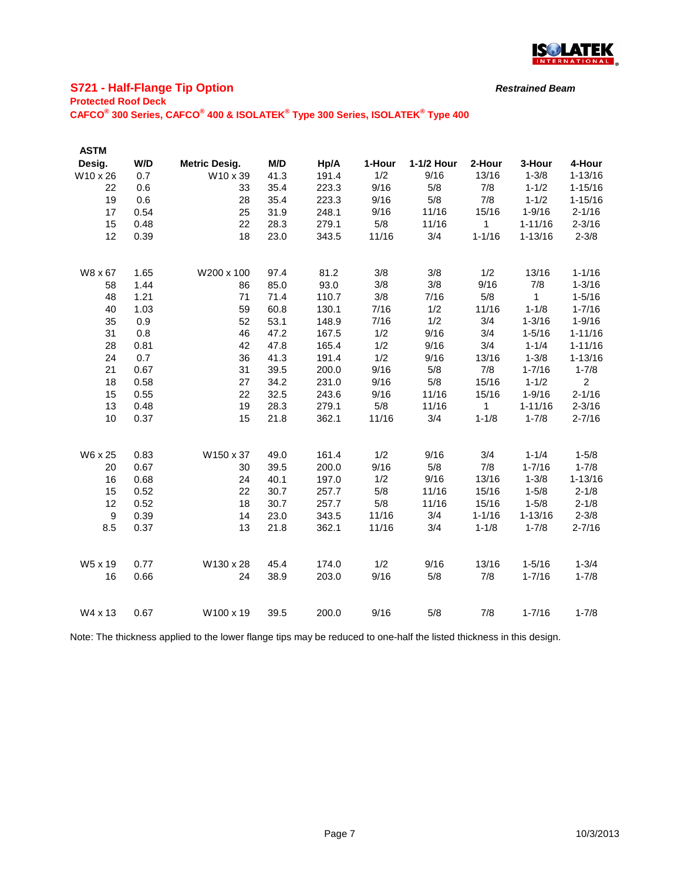## S721 - Half-Flange Tip Option

***Restrained Beam***

**Protected Roof Deck**

**CAFCO® 300 Series, CAFCO® 400 & ISOLATEK® Type 300 Series, ISOLATEK® Type 400**

| ASTM Desig. | W/D | Metric Desig. | M/D | Hp/A | 1-Hour | 1-1/2 Hour | 2-Hour | 3-Hour | 4-Hour |
|---|---|---|---|---|---|---|---|---|---|
| W10 x 26 | 0.7 | W10 x 39 | 41.3 | 191.4 | 1/2 | 9/16 | 13/16 | 1-3/8 | 1-13/16 |
| 22 | 0.6 | 33 | 35.4 | 223.3 | 9/16 | 5/8 | 7/8 | 1-1/2 | 1-15/16 |
| 19 | 0.6 | 28 | 35.4 | 223.3 | 9/16 | 5/8 | 7/8 | 1-1/2 | 1-15/16 |
| 17 | 0.54 | 25 | 31.9 | 248.1 | 9/16 | 11/16 | 15/16 | 1-9/16 | 2-1/16 |
| 15 | 0.48 | 22 | 28.3 | 279.1 | 5/8 | 11/16 | 1 | 1-11/16 | 2-3/16 |
| 12 | 0.39 | 18 | 23.0 | 343.5 | 11/16 | 3/4 | 1-1/16 | 1-13/16 | 2-3/8 |
| | | | | | | | | | |
| W8 x 67 | 1.65 | W200 x 100 | 97.4 | 81.2 | 3/8 | 3/8 | 1/2 | 13/16 | 1-1/16 |
| 58 | 1.44 | 86 | 85.0 | 93.0 | 3/8 | 3/8 | 9/16 | 7/8 | 1-3/16 |
| 48 | 1.21 | 71 | 71.4 | 110.7 | 3/8 | 7/16 | 5/8 | 1 | 1-5/16 |
| 40 | 1.03 | 59 | 60.8 | 130.1 | 7/16 | 1/2 | 11/16 | 1-1/8 | 1-7/16 |
| 35 | 0.9 | 52 | 53.1 | 148.9 | 7/16 | 1/2 | 3/4 | 1-3/16 | 1-9/16 |
| 31 | 0.8 | 46 | 47.2 | 167.5 | 1/2 | 9/16 | 3/4 | 1-5/16 | 1-11/16 |
| 28 | 0.81 | 42 | 47.8 | 165.4 | 1/2 | 9/16 | 3/4 | 1-1/4 | 1-11/16 |
| 24 | 0.7 | 36 | 41.3 | 191.4 | 1/2 | 9/16 | 13/16 | 1-3/8 | 1-13/16 |
| 21 | 0.67 | 31 | 39.5 | 200.0 | 9/16 | 5/8 | 7/8 | 1-7/16 | 1-7/8 |
| 18 | 0.58 | 27 | 34.2 | 231.0 | 9/16 | 5/8 | 15/16 | 1-1/2 | 2 |
| 15 | 0.55 | 22 | 32.5 | 243.6 | 9/16 | 11/16 | 15/16 | 1-9/16 | 2-1/16 |
| 13 | 0.48 | 19 | 28.3 | 279.1 | 5/8 | 11/16 | 1 | 1-11/16 | 2-3/16 |
| 10 | 0.37 | 15 | 21.8 | 362.1 | 11/16 | 3/4 | 1-1/8 | 1-7/8 | 2-7/16 |
| | | | | | | | | | |
| W6 x 25 | 0.83 | W150 x 37 | 49.0 | 161.4 | 1/2 | 9/16 | 3/4 | 1-1/4 | 1-5/8 |
| 20 | 0.67 | 30 | 39.5 | 200.0 | 9/16 | 5/8 | 7/8 | 1-7/16 | 1-7/8 |
| 16 | 0.68 | 24 | 40.1 | 197.0 | 1/2 | 9/16 | 13/16 | 1-3/8 | 1-13/16 |
| 15 | 0.52 | 22 | 30.7 | 257.7 | 5/8 | 11/16 | 15/16 | 1-5/8 | 2-1/8 |
| 12 | 0.52 | 18 | 30.7 | 257.7 | 5/8 | 11/16 | 15/16 | 1-5/8 | 2-1/8 |
| 9 | 0.39 | 14 | 23.0 | 343.5 | 11/16 | 3/4 | 1-1/16 | 1-13/16 | 2-3/8 |
| 8.5 | 0.37 | 13 | 21.8 | 362.1 | 11/16 | 3/4 | 1-1/8 | 1-7/8 | 2-7/16 |
| | | | | | | | | | |
| W5 x 19 | 0.77 | W130 x 28 | 45.4 | 174.0 | 1/2 | 9/16 | 13/16 | 1-5/16 | 1-3/4 |
| 16 | 0.66 | 24 | 38.9 | 203.0 | 9/16 | 5/8 | 7/8 | 1-7/16 | 1-7/8 |
| | | | | | | | | | |
| W4 x 13 | 0.67 | W100 x 19 | 39.5 | 200.0 | 9/16 | 5/8 | 7/8 | 1-7/16 | 1-7/8 |

Note: The thickness applied to the lower flange tips may be reduced to one-half the listed thickness in this design.

10/3/2013